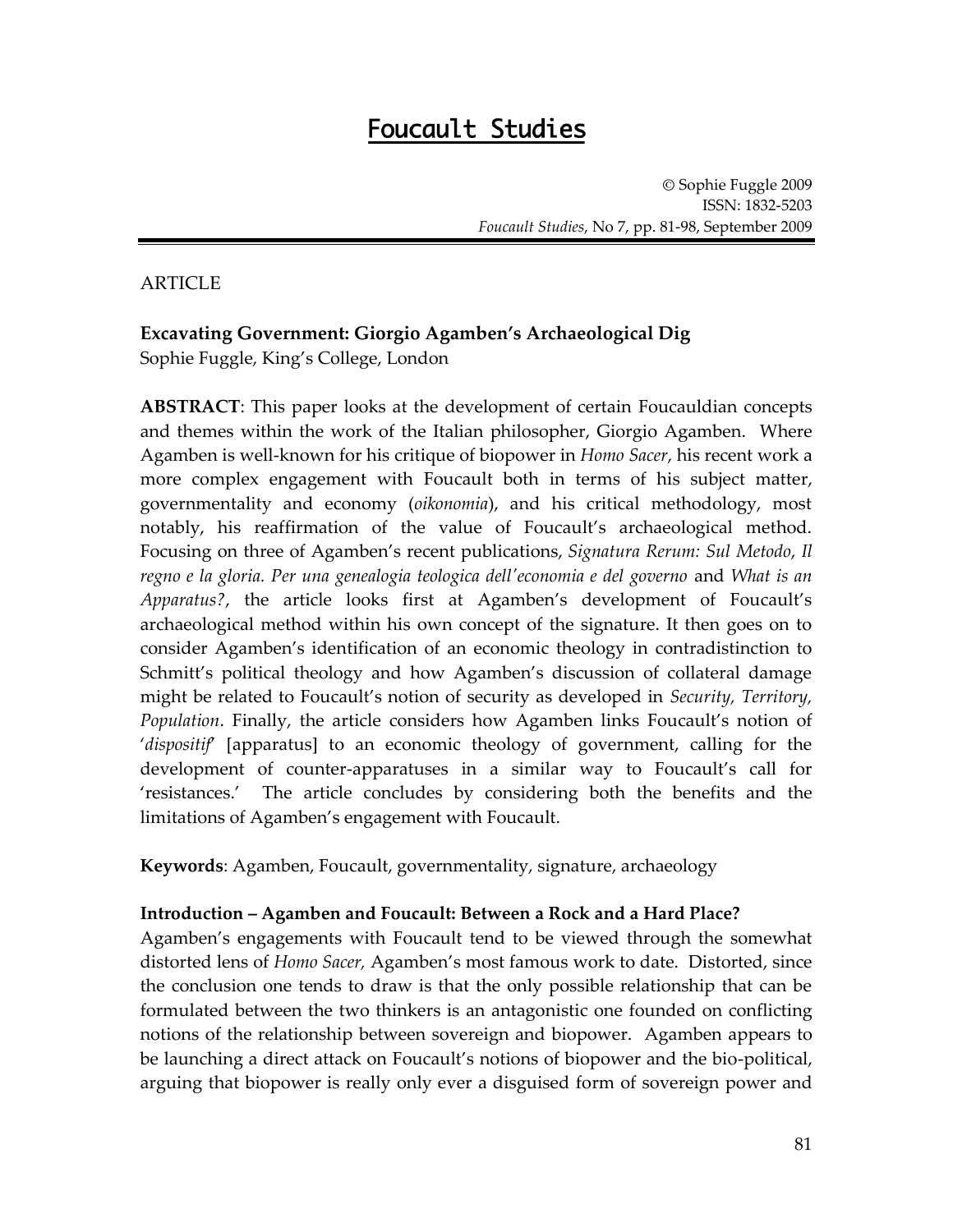# Foucault Studies

© Sophie Fuggle 2009
ISSN: 1832-5203
*Foucault Studies*, No 7, pp. 81-98, September 2009

ARTICLE

**Excavating Government: Giorgio Agamben's Archaeological Dig**
Sophie Fuggle, King's College, London

**ABSTRACT**: This paper looks at the development of certain Foucauldian concepts and themes within the work of the Italian philosopher, Giorgio Agamben. Where Agamben is well-known for his critique of biopower in *Homo Sacer*, his recent work a more complex engagement with Foucault both in terms of his subject matter, governmentality and economy (*oikonomia*), and his critical methodology, most notably, his reaffirmation of the value of Foucault's archaeological method. Focusing on three of Agamben's recent publications, *Signatura Rerum: Sul Metodo*, *Il regno e la gloria. Per una genealogia teologica dell'economia e del governo* and *What is an Apparatus?*, the article looks first at Agamben's development of Foucault's archaeological method within his own concept of the signature. It then goes on to consider Agamben's identification of an economic theology in contradistinction to Schmitt's political theology and how Agamben's discussion of collateral damage might be related to Foucault's notion of security as developed in *Security, Territory, Population*. Finally, the article considers how Agamben links Foucault's notion of '*dispositif*' [apparatus] to an economic theology of government, calling for the development of counter-apparatuses in a similar way to Foucault's call for 'resistances.' The article concludes by considering both the benefits and the limitations of Agamben's engagement with Foucault.

**Keywords**: Agamben, Foucault, governmentality, signature, archaeology

**Introduction – Agamben and Foucault: Between a Rock and a Hard Place?**

Agamben's engagements with Foucault tend to be viewed through the somewhat distorted lens of *Homo Sacer,* Agamben's most famous work to date. Distorted, since the conclusion one tends to draw is that the only possible relationship that can be formulated between the two thinkers is an antagonistic one founded on conflicting notions of the relationship between sovereign and biopower. Agamben appears to be launching a direct attack on Foucault's notions of biopower and the bio-political, arguing that biopower is really only ever a disguised form of sovereign power and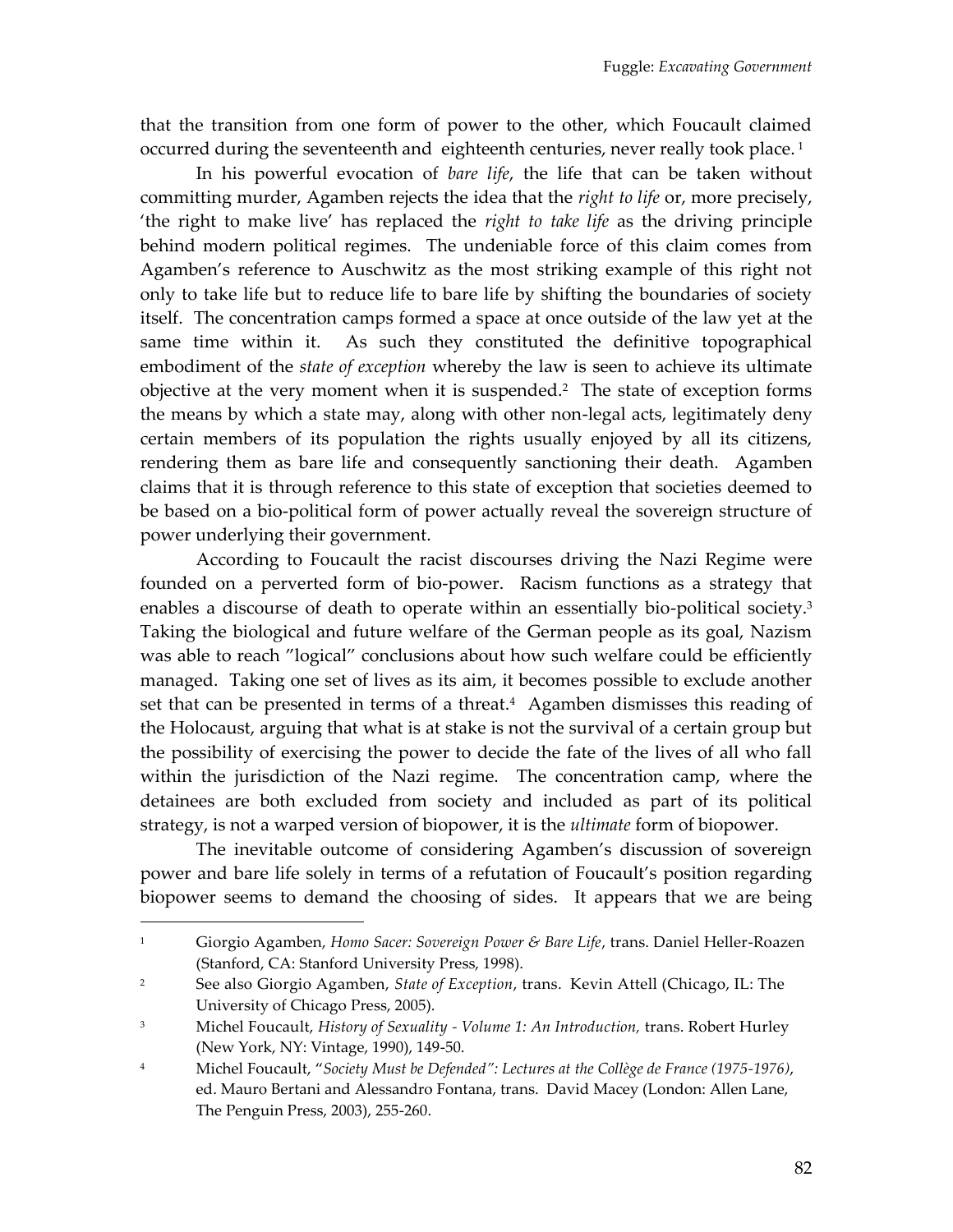that the transition from one form of power to the other, which Foucault claimed occurred during the seventeenth and eighteenth centuries, never really took place. [1]

In his powerful evocation of *bare life*, the life that can be taken without committing murder, Agamben rejects the idea that the *right to life* or, more precisely, 'the right to make live' has replaced the *right to take life* as the driving principle behind modern political regimes. The undeniable force of this claim comes from Agamben's reference to Auschwitz as the most striking example of this right not only to take life but to reduce life to bare life by shifting the boundaries of society itself. The concentration camps formed a space at once outside of the law yet at the same time within it. As such they constituted the definitive topographical embodiment of the *state of exception* whereby the law is seen to achieve its ultimate objective at the very moment when it is suspended.[2] The state of exception forms the means by which a state may, along with other non-legal acts, legitimately deny certain members of its population the rights usually enjoyed by all its citizens, rendering them as bare life and consequently sanctioning their death. Agamben claims that it is through reference to this state of exception that societies deemed to be based on a bio-political form of power actually reveal the sovereign structure of power underlying their government.

According to Foucault the racist discourses driving the Nazi Regime were founded on a perverted form of bio-power. Racism functions as a strategy that enables a discourse of death to operate within an essentially bio-political society.[3] Taking the biological and future welfare of the German people as its goal, Nazism was able to reach "logical" conclusions about how such welfare could be efficiently managed. Taking one set of lives as its aim, it becomes possible to exclude another set that can be presented in terms of a threat.[4] Agamben dismisses this reading of the Holocaust, arguing that what is at stake is not the survival of a certain group but the possibility of exercising the power to decide the fate of the lives of all who fall within the jurisdiction of the Nazi regime. The concentration camp, where the detainees are both excluded from society and included as part of its political strategy, is not a warped version of biopower, it is the *ultimate* form of biopower.

The inevitable outcome of considering Agamben's discussion of sovereign power and bare life solely in terms of a refutation of Foucault's position regarding biopower seems to demand the choosing of sides. It appears that we are being

---

[1] Giorgio Agamben, *Homo Sacer: Sovereign Power & Bare Life*, trans. Daniel Heller-Roazen (Stanford, CA: Stanford University Press, 1998).

[2] See also Giorgio Agamben, *State of Exception*, trans. Kevin Attell (Chicago, IL: The University of Chicago Press, 2005).

[3] Michel Foucault, *History of Sexuality - Volume 1: An Introduction,* trans. Robert Hurley (New York, NY: Vintage, 1990), 149-50.

[4] Michel Foucault, "*Society Must be Defended": Lectures at the Collège de France (1975-1976)*, ed. Mauro Bertani and Alessandro Fontana, trans. David Macey (London: Allen Lane, The Penguin Press, 2003), 255-260.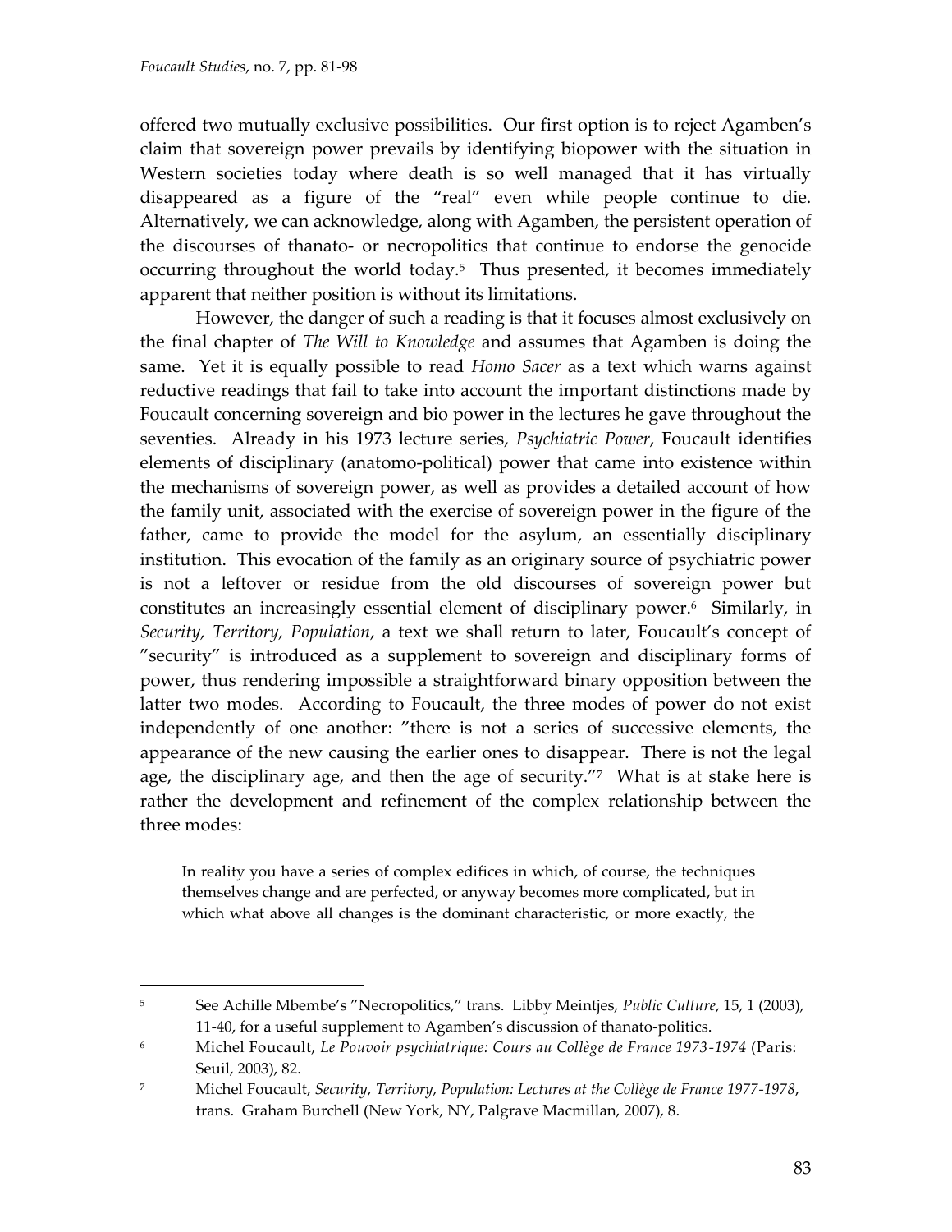offered two mutually exclusive possibilities. Our first option is to reject Agamben's claim that sovereign power prevails by identifying biopower with the situation in Western societies today where death is so well managed that it has virtually disappeared as a figure of the "real" even while people continue to die. Alternatively, we can acknowledge, along with Agamben, the persistent operation of the discourses of thanato- or necropolitics that continue to endorse the genocide occurring throughout the world today.[5] Thus presented, it becomes immediately apparent that neither position is without its limitations.

However, the danger of such a reading is that it focuses almost exclusively on the final chapter of *The Will to Knowledge* and assumes that Agamben is doing the same. Yet it is equally possible to read *Homo Sacer* as a text which warns against reductive readings that fail to take into account the important distinctions made by Foucault concerning sovereign and bio power in the lectures he gave throughout the seventies. Already in his 1973 lecture series, *Psychiatric Power*, Foucault identifies elements of disciplinary (anatomo-political) power that came into existence within the mechanisms of sovereign power, as well as provides a detailed account of how the family unit, associated with the exercise of sovereign power in the figure of the father, came to provide the model for the asylum, an essentially disciplinary institution. This evocation of the family as an originary source of psychiatric power is not a leftover or residue from the old discourses of sovereign power but constitutes an increasingly essential element of disciplinary power.[6] Similarly, in *Security, Territory, Population*, a text we shall return to later, Foucault's concept of "security" is introduced as a supplement to sovereign and disciplinary forms of power, thus rendering impossible a straightforward binary opposition between the latter two modes. According to Foucault, the three modes of power do not exist independently of one another: "there is not a series of successive elements, the appearance of the new causing the earlier ones to disappear. There is not the legal age, the disciplinary age, and then the age of security."[7] What is at stake here is rather the development and refinement of the complex relationship between the three modes:

> In reality you have a series of complex edifices in which, of course, the techniques themselves change and are perfected, or anyway becomes more complicated, but in which what above all changes is the dominant characteristic, or more exactly, the

---

[5] See Achille Mbembe's "Necropolitics," trans. Libby Meintjes, *Public Culture*, 15, 1 (2003), 11-40, for a useful supplement to Agamben's discussion of thanato-politics.

[6] Michel Foucault, *Le Pouvoir psychiatrique: Cours au Collège de France 1973-1974* (Paris: Seuil, 2003), 82.

[7] Michel Foucault, *Security, Territory, Population: Lectures at the Collège de France 1977-1978*, trans. Graham Burchell (New York, NY, Palgrave Macmillan, 2007), 8.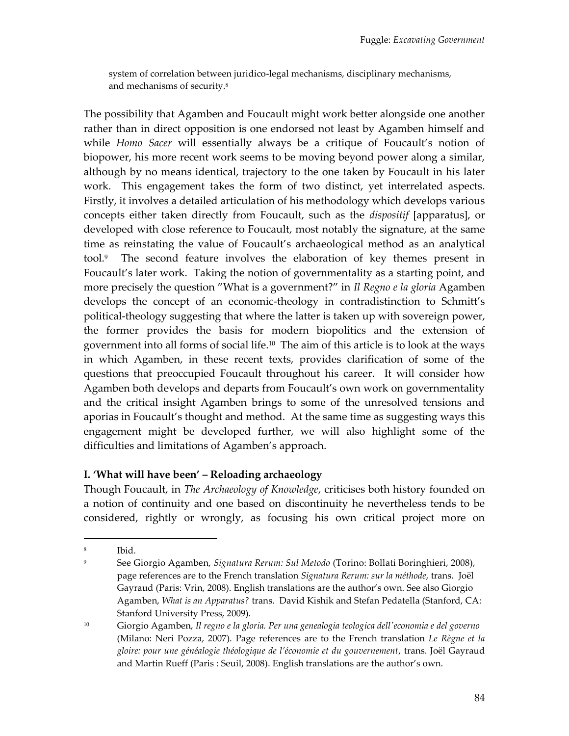system of correlation between juridico-legal mechanisms, disciplinary mechanisms, and mechanisms of security.[8]

The possibility that Agamben and Foucault might work better alongside one another rather than in direct opposition is one endorsed not least by Agamben himself and while *Homo Sacer* will essentially always be a critique of Foucault's notion of biopower, his more recent work seems to be moving beyond power along a similar, although by no means identical, trajectory to the one taken by Foucault in his later work. This engagement takes the form of two distinct, yet interrelated aspects. Firstly, it involves a detailed articulation of his methodology which develops various concepts either taken directly from Foucault, such as the *dispositif* [apparatus], or developed with close reference to Foucault, most notably the signature, at the same time as reinstating the value of Foucault's archaeological method as an analytical tool.[9] The second feature involves the elaboration of key themes present in Foucault's later work. Taking the notion of governmentality as a starting point, and more precisely the question "What is a government?" in *Il Regno e la gloria* Agamben develops the concept of an economic-theology in contradistinction to Schmitt's political-theology suggesting that where the latter is taken up with sovereign power, the former provides the basis for modern biopolitics and the extension of government into all forms of social life.[10] The aim of this article is to look at the ways in which Agamben, in these recent texts, provides clarification of some of the questions that preoccupied Foucault throughout his career. It will consider how Agamben both develops and departs from Foucault's own work on governmentality and the critical insight Agamben brings to some of the unresolved tensions and aporias in Foucault's thought and method. At the same time as suggesting ways this engagement might be developed further, we will also highlight some of the difficulties and limitations of Agamben's approach.

## I. 'What will have been' – Reloading archaeology

Though Foucault, in *The Archaeology of Knowledge*, criticises both history founded on a notion of continuity and one based on discontinuity he nevertheless tends to be considered, rightly or wrongly, as focusing his own critical project more on

---

[8] Ibid.

[9] See Giorgio Agamben, *Signatura Rerum: Sul Metodo* (Torino: Bollati Boringhieri, 2008), page references are to the French translation *Signatura Rerum: sur la méthode*, trans. Joël Gayraud (Paris: Vrin, 2008). English translations are the author's own. See also Giorgio Agamben, *What is an Apparatus?* trans. David Kishik and Stefan Pedatella (Stanford, CA: Stanford University Press, 2009).

[10] Giorgio Agamben, *Il regno e la gloria. Per una genealogia teologica dell'economia e del governo* (Milano: Neri Pozza, 2007). Page references are to the French translation *Le Règne et la gloire: pour une généalogie théologique de l'économie et du gouvernement*, trans. Joël Gayraud and Martin Rueff (Paris : Seuil, 2008). English translations are the author's own.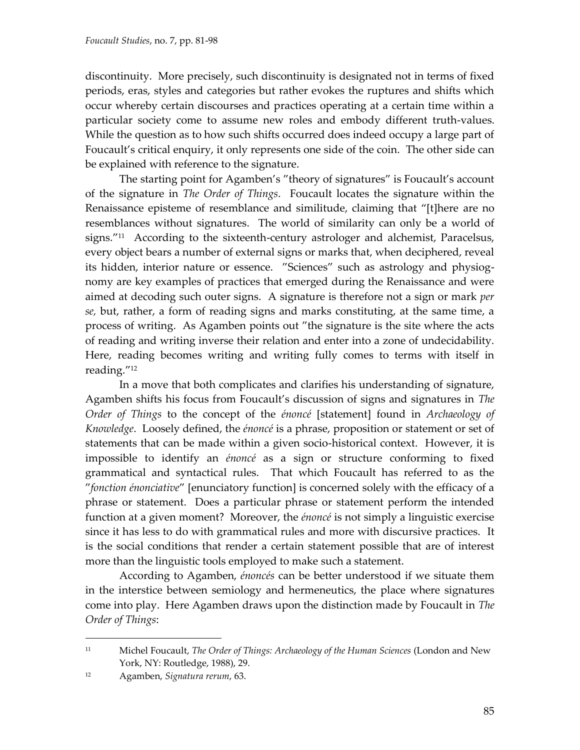discontinuity. More precisely, such discontinuity is designated not in terms of fixed periods, eras, styles and categories but rather evokes the ruptures and shifts which occur whereby certain discourses and practices operating at a certain time within a particular society come to assume new roles and embody different truth-values. While the question as to how such shifts occurred does indeed occupy a large part of Foucault's critical enquiry, it only represents one side of the coin. The other side can be explained with reference to the signature.

The starting point for Agamben's "theory of signatures" is Foucault's account of the signature in *The Order of Things*. Foucault locates the signature within the Renaissance episteme of resemblance and similitude, claiming that "[t]here are no resemblances without signatures. The world of similarity can only be a world of signs."[11] According to the sixteenth-century astrologer and alchemist, Paracelsus, every object bears a number of external signs or marks that, when deciphered, reveal its hidden, interior nature or essence. "Sciences" such as astrology and physiognomy are key examples of practices that emerged during the Renaissance and were aimed at decoding such outer signs. A signature is therefore not a sign or mark *per se,* but, rather, a form of reading signs and marks constituting, at the same time, a process of writing. As Agamben points out "the signature is the site where the acts of reading and writing inverse their relation and enter into a zone of undecidability. Here, reading becomes writing and writing fully comes to terms with itself in reading."[12]

In a move that both complicates and clarifies his understanding of signature, Agamben shifts his focus from Foucault's discussion of signs and signatures in *The Order of Things* to the concept of the *énoncé* [statement] found in *Archaeology of Knowledge*. Loosely defined, the *énoncé* is a phrase, proposition or statement or set of statements that can be made within a given socio-historical context. However, it is impossible to identify an *énoncé* as a sign or structure conforming to fixed grammatical and syntactical rules. That which Foucault has referred to as the "*fonction énonciative*" [enunciatory function] is concerned solely with the efficacy of a phrase or statement. Does a particular phrase or statement perform the intended function at a given moment? Moreover, the *énoncé* is not simply a linguistic exercise since it has less to do with grammatical rules and more with discursive practices. It is the social conditions that render a certain statement possible that are of interest more than the linguistic tools employed to make such a statement.

According to Agamben, *énoncés* can be better understood if we situate them in the interstice between semiology and hermeneutics, the place where signatures come into play. Here Agamben draws upon the distinction made by Foucault in *The Order of Things*:

---

[11] Michel Foucault, *The Order of Things: Archaeology of the Human Sciences* (London and New York, NY: Routledge, 1988), 29.

[12] Agamben, *Signatura rerum*, 63.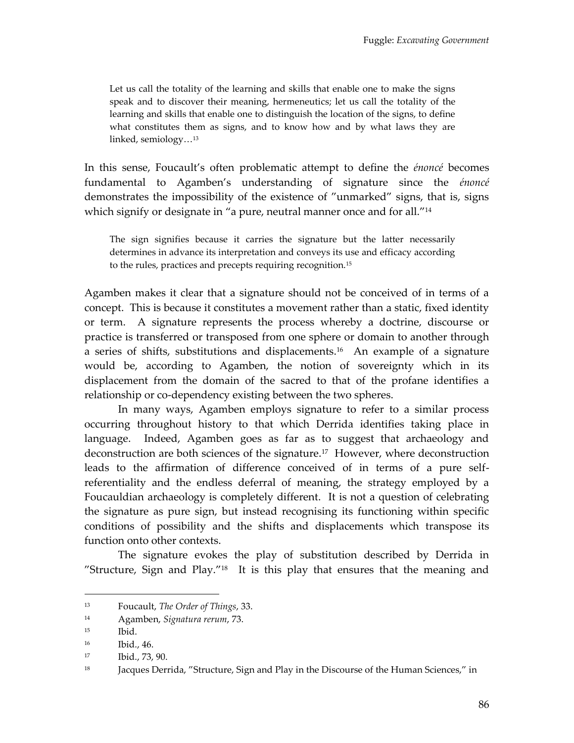> Let us call the totality of the learning and skills that enable one to make the signs speak and to discover their meaning, hermeneutics; let us call the totality of the learning and skills that enable one to distinguish the location of the signs, to define what constitutes them as signs, and to know how and by what laws they are linked, semiology…[13]

In this sense, Foucault's often problematic attempt to define the *énoncé* becomes fundamental to Agamben's understanding of signature since the *énoncé* demonstrates the impossibility of the existence of "unmarked" signs, that is, signs which signify or designate in "a pure, neutral manner once and for all."[14]

> The sign signifies because it carries the signature but the latter necessarily determines in advance its interpretation and conveys its use and efficacy according to the rules, practices and precepts requiring recognition.[15]

Agamben makes it clear that a signature should not be conceived of in terms of a concept. This is because it constitutes a movement rather than a static, fixed identity or term. A signature represents the process whereby a doctrine, discourse or practice is transferred or transposed from one sphere or domain to another through a series of shifts, substitutions and displacements.[16] An example of a signature would be, according to Agamben, the notion of sovereignty which in its displacement from the domain of the sacred to that of the profane identifies a relationship or co-dependency existing between the two spheres.

In many ways, Agamben employs signature to refer to a similar process occurring throughout history to that which Derrida identifies taking place in language. Indeed, Agamben goes as far as to suggest that archaeology and deconstruction are both sciences of the signature.[17] However, where deconstruction leads to the affirmation of difference conceived of in terms of a pure self-referentiality and the endless deferral of meaning, the strategy employed by a Foucauldian archaeology is completely different. It is not a question of celebrating the signature as pure sign, but instead recognising its functioning within specific conditions of possibility and the shifts and displacements which transpose its function onto other contexts.

The signature evokes the play of substitution described by Derrida in "Structure, Sign and Play."[18] It is this play that ensures that the meaning and

---

[13] Foucault, *The Order of Things*, 33.

[14] Agamben, *Signatura rerum*, 73.

[15] Ibid.

[16] Ibid., 46.

[17] Ibid., 73, 90.

[18] Jacques Derrida, "Structure, Sign and Play in the Discourse of the Human Sciences," in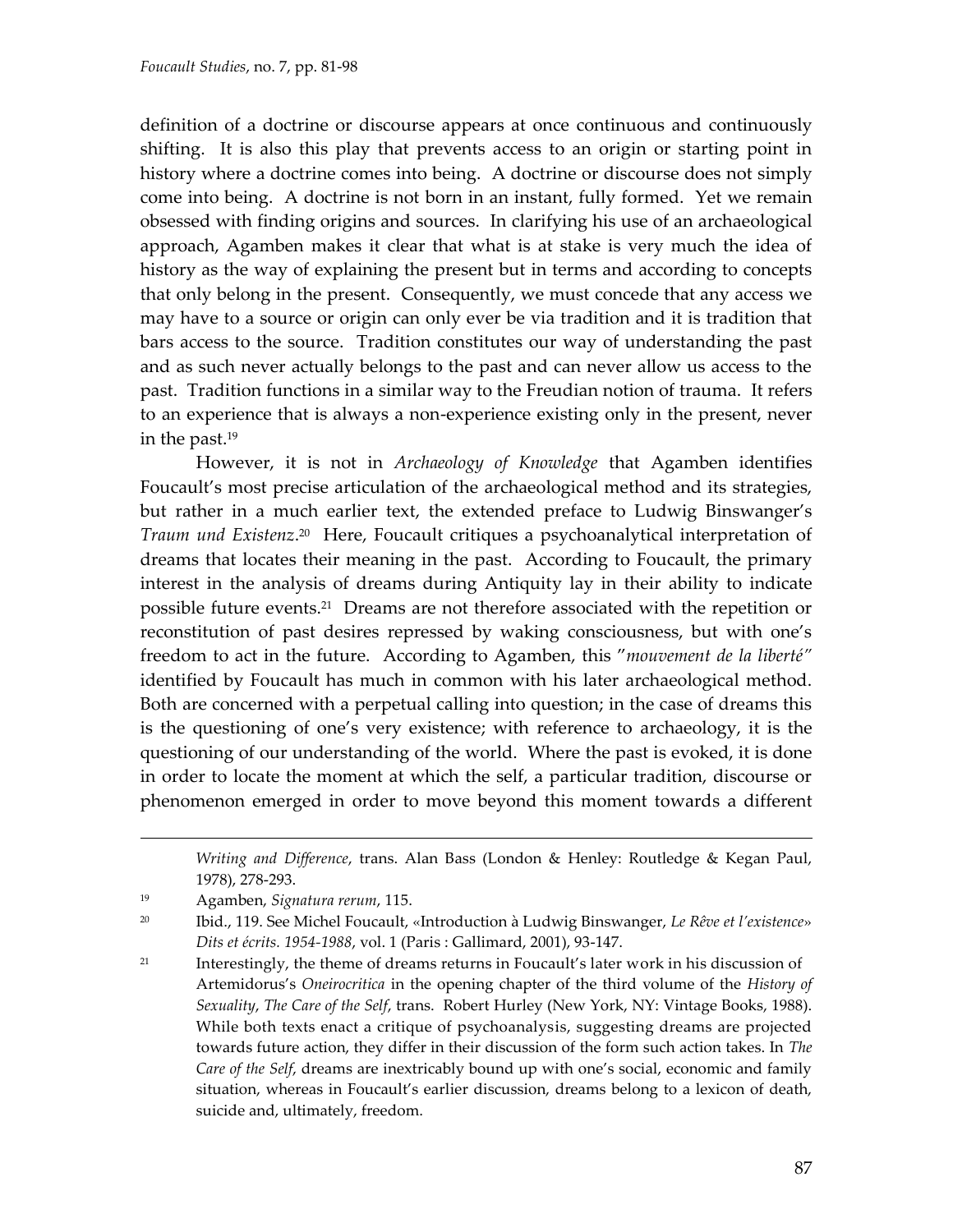definition of a doctrine or discourse appears at once continuous and continuously shifting. It is also this play that prevents access to an origin or starting point in history where a doctrine comes into being. A doctrine or discourse does not simply come into being. A doctrine is not born in an instant, fully formed. Yet we remain obsessed with finding origins and sources. In clarifying his use of an archaeological approach, Agamben makes it clear that what is at stake is very much the idea of history as the way of explaining the present but in terms and according to concepts that only belong in the present. Consequently, we must concede that any access we may have to a source or origin can only ever be via tradition and it is tradition that bars access to the source. Tradition constitutes our way of understanding the past and as such never actually belongs to the past and can never allow us access to the past. Tradition functions in a similar way to the Freudian notion of trauma. It refers to an experience that is always a non-experience existing only in the present, never in the past.[19]

However, it is not in *Archaeology of Knowledge* that Agamben identifies Foucault's most precise articulation of the archaeological method and its strategies, but rather in a much earlier text, the extended preface to Ludwig Binswanger's *Traum und Existenz*.[20] Here, Foucault critiques a psychoanalytical interpretation of dreams that locates their meaning in the past. According to Foucault, the primary interest in the analysis of dreams during Antiquity lay in their ability to indicate possible future events.[21] Dreams are not therefore associated with the repetition or reconstitution of past desires repressed by waking consciousness, but with one's freedom to act in the future. According to Agamben, this "*mouvement de la liberté*" identified by Foucault has much in common with his later archaeological method. Both are concerned with a perpetual calling into question; in the case of dreams this is the questioning of one's very existence; with reference to archaeology, it is the questioning of our understanding of the world. Where the past is evoked, it is done in order to locate the moment at which the self, a particular tradition, discourse or phenomenon emerged in order to move beyond this moment towards a different

---

*Writing and Difference*, trans. Alan Bass (London & Henley: Routledge & Kegan Paul, 1978), 278-293.

[19] Agamben, *Signatura rerum*, 115.

[20] Ibid., 119. See Michel Foucault, «Introduction à Ludwig Binswanger, *Le Rêve et l'existence*» *Dits et écrits. 1954-1988*, vol. 1 (Paris : Gallimard, 2001), 93-147.

[21] Interestingly, the theme of dreams returns in Foucault's later work in his discussion of Artemidorus's *Oneirocritica* in the opening chapter of the third volume of the *History of Sexuality*, *The Care of the Self*, trans. Robert Hurley (New York, NY: Vintage Books, 1988). While both texts enact a critique of psychoanalysis, suggesting dreams are projected towards future action, they differ in their discussion of the form such action takes. In *The Care of the Self*, dreams are inextricably bound up with one's social, economic and family situation, whereas in Foucault's earlier discussion, dreams belong to a lexicon of death, suicide and, ultimately, freedom.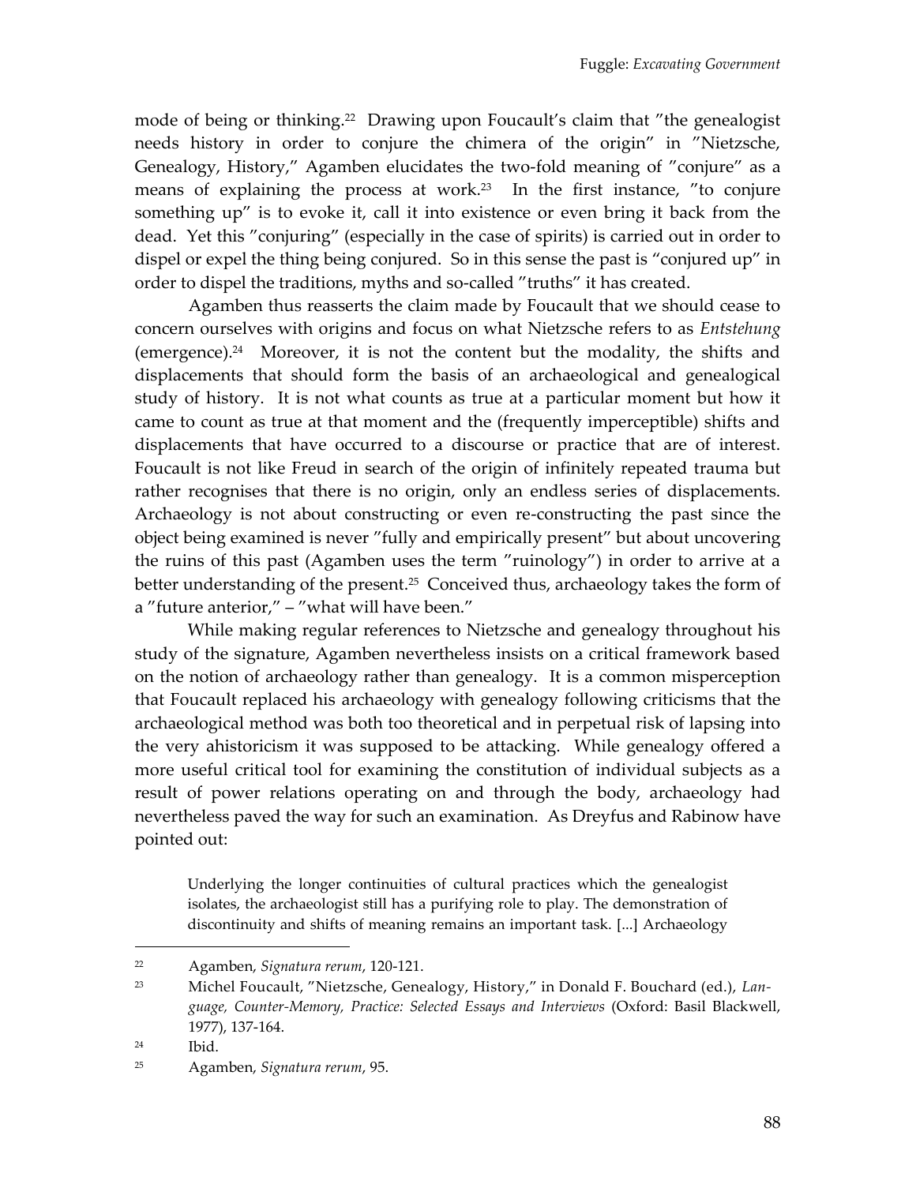mode of being or thinking.[22] Drawing upon Foucault's claim that "the genealogist needs history in order to conjure the chimera of the origin" in "Nietzsche, Genealogy, History," Agamben elucidates the two-fold meaning of "conjure" as a means of explaining the process at work.[23] In the first instance, "to conjure something up" is to evoke it, call it into existence or even bring it back from the dead. Yet this "conjuring" (especially in the case of spirits) is carried out in order to dispel or expel the thing being conjured. So in this sense the past is "conjured up" in order to dispel the traditions, myths and so-called "truths" it has created.

Agamben thus reasserts the claim made by Foucault that we should cease to concern ourselves with origins and focus on what Nietzsche refers to as *Entstehung* (emergence).[24] Moreover, it is not the content but the modality, the shifts and displacements that should form the basis of an archaeological and genealogical study of history. It is not what counts as true at a particular moment but how it came to count as true at that moment and the (frequently imperceptible) shifts and displacements that have occurred to a discourse or practice that are of interest. Foucault is not like Freud in search of the origin of infinitely repeated trauma but rather recognises that there is no origin, only an endless series of displacements. Archaeology is not about constructing or even re-constructing the past since the object being examined is never "fully and empirically present" but about uncovering the ruins of this past (Agamben uses the term "ruinology") in order to arrive at a better understanding of the present.[25] Conceived thus, archaeology takes the form of a "future anterior," – "what will have been."

While making regular references to Nietzsche and genealogy throughout his study of the signature, Agamben nevertheless insists on a critical framework based on the notion of archaeology rather than genealogy. It is a common misperception that Foucault replaced his archaeology with genealogy following criticisms that the archaeological method was both too theoretical and in perpetual risk of lapsing into the very ahistoricism it was supposed to be attacking. While genealogy offered a more useful critical tool for examining the constitution of individual subjects as a result of power relations operating on and through the body, archaeology had nevertheless paved the way for such an examination. As Dreyfus and Rabinow have pointed out:

> Underlying the longer continuities of cultural practices which the genealogist isolates, the archaeologist still has a purifying role to play. The demonstration of discontinuity and shifts of meaning remains an important task. [...] Archaeology

---

[22] Agamben, *Signatura rerum*, 120-121.

[23] Michel Foucault, "Nietzsche, Genealogy, History," in Donald F. Bouchard (ed.), *Language, Counter-Memory, Practice: Selected Essays and Interviews* (Oxford: Basil Blackwell, 1977), 137-164.

[24] Ibid.

[25] Agamben, *Signatura rerum*, 95.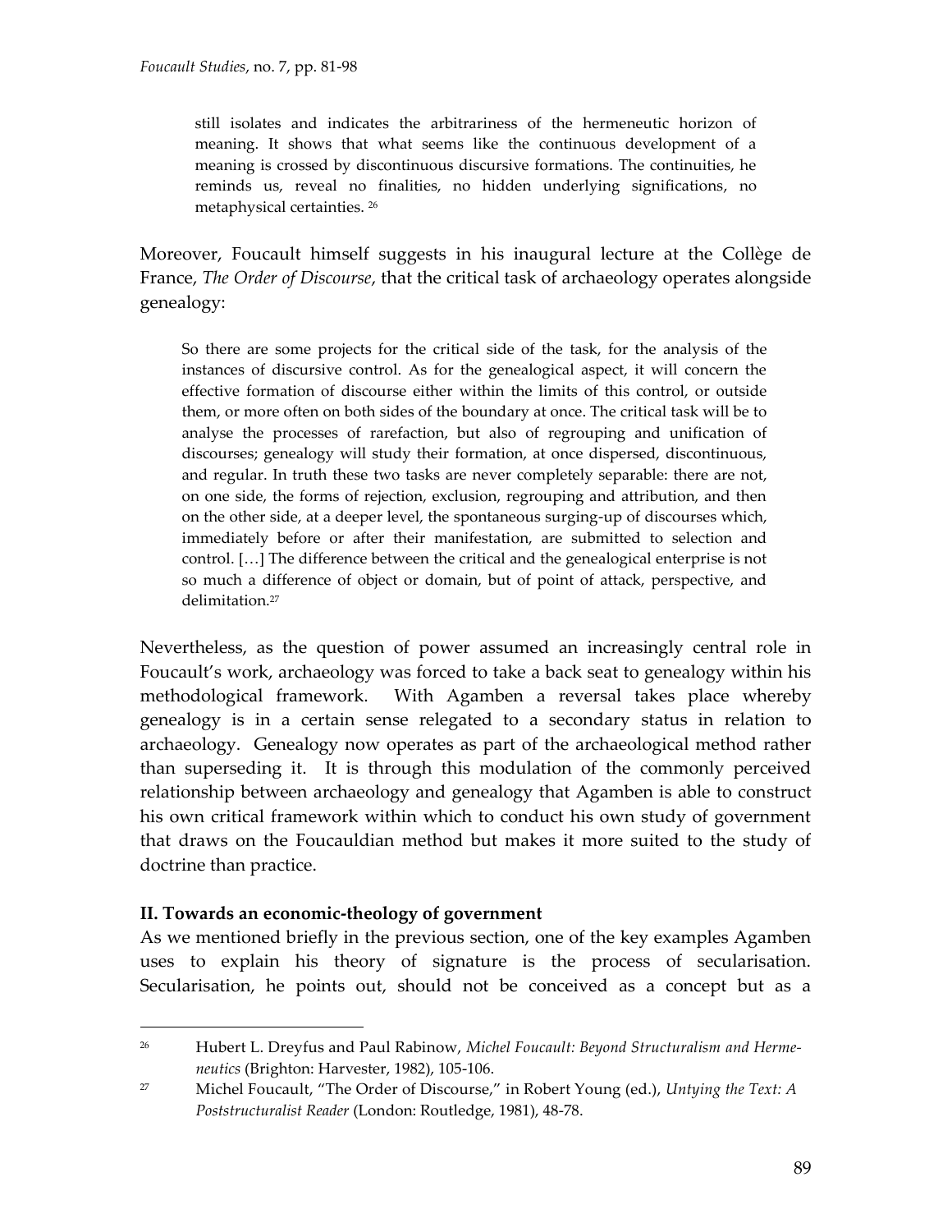> still isolates and indicates the arbitrariness of the hermeneutic horizon of meaning. It shows that what seems like the continuous development of a meaning is crossed by discontinuous discursive formations. The continuities, he reminds us, reveal no finalities, no hidden underlying significations, no metaphysical certainties. [26]

Moreover, Foucault himself suggests in his inaugural lecture at the Collège de France, *The Order of Discourse*, that the critical task of archaeology operates alongside genealogy:

> So there are some projects for the critical side of the task, for the analysis of the instances of discursive control. As for the genealogical aspect, it will concern the effective formation of discourse either within the limits of this control, or outside them, or more often on both sides of the boundary at once. The critical task will be to analyse the processes of rarefaction, but also of regrouping and unification of discourses; genealogy will study their formation, at once dispersed, discontinuous, and regular. In truth these two tasks are never completely separable: there are not, on one side, the forms of rejection, exclusion, regrouping and attribution, and then on the other side, at a deeper level, the spontaneous surging-up of discourses which, immediately before or after their manifestation, are submitted to selection and control. […] The difference between the critical and the genealogical enterprise is not so much a difference of object or domain, but of point of attack, perspective, and delimitation.[27]

Nevertheless, as the question of power assumed an increasingly central role in Foucault's work, archaeology was forced to take a back seat to genealogy within his methodological framework. With Agamben a reversal takes place whereby genealogy is in a certain sense relegated to a secondary status in relation to archaeology. Genealogy now operates as part of the archaeological method rather than superseding it. It is through this modulation of the commonly perceived relationship between archaeology and genealogy that Agamben is able to construct his own critical framework within which to conduct his own study of government that draws on the Foucauldian method but makes it more suited to the study of doctrine than practice.

**II. Towards an economic-theology of government**

As we mentioned briefly in the previous section, one of the key examples Agamben uses to explain his theory of signature is the process of secularisation. Secularisation, he points out, should not be conceived as a concept but as a

---

[26] Hubert L. Dreyfus and Paul Rabinow, *Michel Foucault: Beyond Structuralism and Hermeneutics* (Brighton: Harvester, 1982), 105-106.

[27] Michel Foucault, "The Order of Discourse," in Robert Young (ed.), *Untying the Text: A Poststructuralist Reader* (London: Routledge, 1981), 48-78.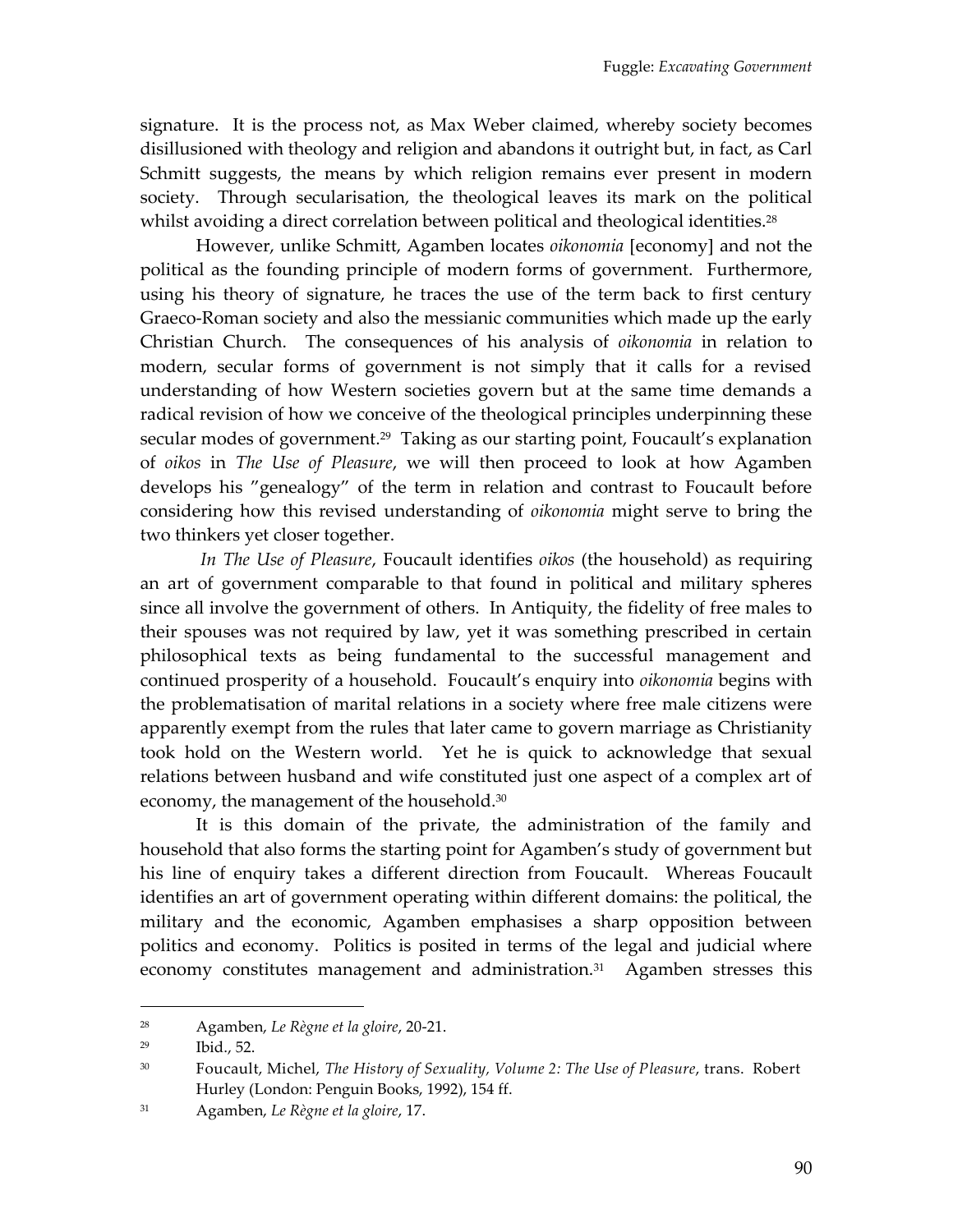signature. It is the process not, as Max Weber claimed, whereby society becomes disillusioned with theology and religion and abandons it outright but, in fact, as Carl Schmitt suggests, the means by which religion remains ever present in modern society. Through secularisation, the theological leaves its mark on the political whilst avoiding a direct correlation between political and theological identities.[28]

However, unlike Schmitt, Agamben locates *oikonomia* [economy] and not the political as the founding principle of modern forms of government. Furthermore, using his theory of signature, he traces the use of the term back to first century Graeco-Roman society and also the messianic communities which made up the early Christian Church. The consequences of his analysis of *oikonomia* in relation to modern, secular forms of government is not simply that it calls for a revised understanding of how Western societies govern but at the same time demands a radical revision of how we conceive of the theological principles underpinning these secular modes of government.[29] Taking as our starting point, Foucault's explanation of *oikos* in *The Use of Pleasure*, we will then proceed to look at how Agamben develops his "genealogy" of the term in relation and contrast to Foucault before considering how this revised understanding of *oikonomia* might serve to bring the two thinkers yet closer together.

*In The Use of Pleasure*, Foucault identifies *oikos* (the household) as requiring an art of government comparable to that found in political and military spheres since all involve the government of others. In Antiquity, the fidelity of free males to their spouses was not required by law, yet it was something prescribed in certain philosophical texts as being fundamental to the successful management and continued prosperity of a household. Foucault's enquiry into *oikonomia* begins with the problematisation of marital relations in a society where free male citizens were apparently exempt from the rules that later came to govern marriage as Christianity took hold on the Western world. Yet he is quick to acknowledge that sexual relations between husband and wife constituted just one aspect of a complex art of economy, the management of the household.[30]

It is this domain of the private, the administration of the family and household that also forms the starting point for Agamben's study of government but his line of enquiry takes a different direction from Foucault. Whereas Foucault identifies an art of government operating within different domains: the political, the military and the economic, Agamben emphasises a sharp opposition between politics and economy. Politics is posited in terms of the legal and judicial where economy constitutes management and administration.[31] Agamben stresses this

---

[28] Agamben, *Le Règne et la gloire*, 20-21.

[29] Ibid., 52.

[30] Foucault, Michel, *The History of Sexuality, Volume 2: The Use of Pleasure*, trans. Robert Hurley (London: Penguin Books, 1992), 154 ff.

[31] Agamben, *Le Règne et la gloire*, 17.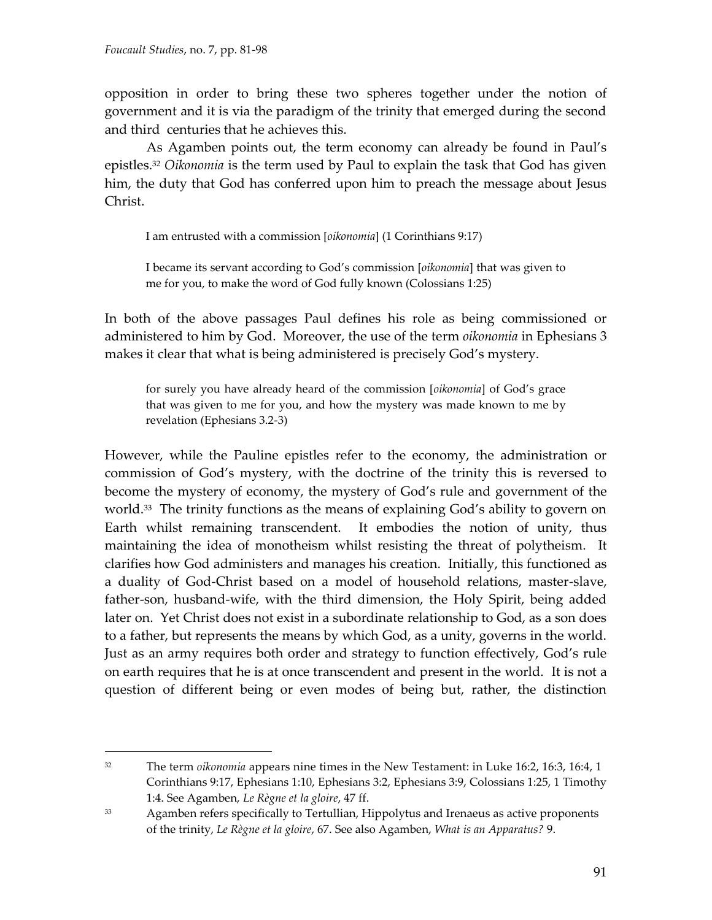opposition in order to bring these two spheres together under the notion of government and it is via the paradigm of the trinity that emerged during the second and third centuries that he achieves this.

As Agamben points out, the term economy can already be found in Paul's epistles.[32] *Oikonomia* is the term used by Paul to explain the task that God has given him, the duty that God has conferred upon him to preach the message about Jesus Christ.

> I am entrusted with a commission [*oikonomia*] (1 Corinthians 9:17)
>
> I became its servant according to God's commission [*oikonomia*] that was given to me for you, to make the word of God fully known (Colossians 1:25)

In both of the above passages Paul defines his role as being commissioned or administered to him by God. Moreover, the use of the term *oikonomia* in Ephesians 3 makes it clear that what is being administered is precisely God's mystery.

> for surely you have already heard of the commission [*oikonomia*] of God's grace that was given to me for you, and how the mystery was made known to me by revelation (Ephesians 3.2-3)

However, while the Pauline epistles refer to the economy, the administration or commission of God's mystery, with the doctrine of the trinity this is reversed to become the mystery of economy, the mystery of God's rule and government of the world.[33] The trinity functions as the means of explaining God's ability to govern on Earth whilst remaining transcendent. It embodies the notion of unity, thus maintaining the idea of monotheism whilst resisting the threat of polytheism. It clarifies how God administers and manages his creation. Initially, this functioned as a duality of God-Christ based on a model of household relations, master-slave, father-son, husband-wife, with the third dimension, the Holy Spirit, being added later on. Yet Christ does not exist in a subordinate relationship to God, as a son does to a father, but represents the means by which God, as a unity, governs in the world. Just as an army requires both order and strategy to function effectively, God's rule on earth requires that he is at once transcendent and present in the world. It is not a question of different being or even modes of being but, rather, the distinction

---

[32] The term *oikonomia* appears nine times in the New Testament: in Luke 16:2, 16:3, 16:4, 1 Corinthians 9:17, Ephesians 1:10, Ephesians 3:2, Ephesians 3:9, Colossians 1:25, 1 Timothy 1:4. See Agamben, *Le Règne et la gloire*, 47 ff.

[33] Agamben refers specifically to Tertullian, Hippolytus and Irenaeus as active proponents of the trinity, *Le Règne et la gloire*, 67. See also Agamben, *What is an Apparatus?* 9.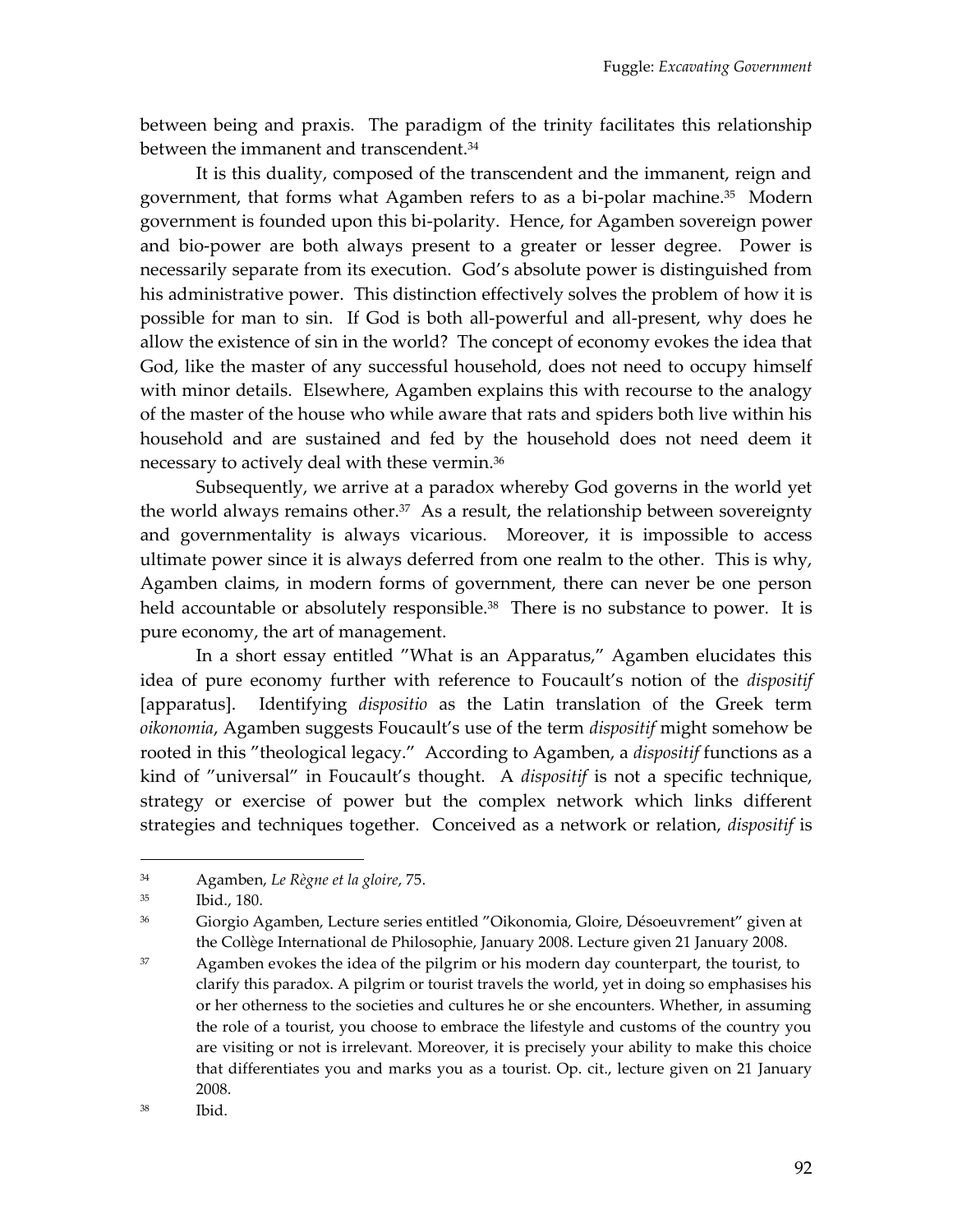between being and praxis. The paradigm of the trinity facilitates this relationship between the immanent and transcendent.[34]

It is this duality, composed of the transcendent and the immanent, reign and government, that forms what Agamben refers to as a bi-polar machine.[35] Modern government is founded upon this bi-polarity. Hence, for Agamben sovereign power and bio-power are both always present to a greater or lesser degree. Power is necessarily separate from its execution. God's absolute power is distinguished from his administrative power. This distinction effectively solves the problem of how it is possible for man to sin. If God is both all-powerful and all-present, why does he allow the existence of sin in the world? The concept of economy evokes the idea that God, like the master of any successful household, does not need to occupy himself with minor details. Elsewhere, Agamben explains this with recourse to the analogy of the master of the house who while aware that rats and spiders both live within his household and are sustained and fed by the household does not need deem it necessary to actively deal with these vermin.[36]

Subsequently, we arrive at a paradox whereby God governs in the world yet the world always remains other.[37] As a result, the relationship between sovereignty and governmentality is always vicarious. Moreover, it is impossible to access ultimate power since it is always deferred from one realm to the other. This is why, Agamben claims, in modern forms of government, there can never be one person held accountable or absolutely responsible.[38] There is no substance to power. It is pure economy, the art of management.

In a short essay entitled "What is an Apparatus," Agamben elucidates this idea of pure economy further with reference to Foucault's notion of the *dispositif* [apparatus]. Identifying *dispositio* as the Latin translation of the Greek term *oikonomia*, Agamben suggests Foucault's use of the term *dispositif* might somehow be rooted in this "theological legacy." According to Agamben, a *dispositif* functions as a kind of "universal" in Foucault's thought. A *dispositif* is not a specific technique, strategy or exercise of power but the complex network which links different strategies and techniques together. Conceived as a network or relation, *dispositif* is

---

[34] Agamben, *Le Règne et la gloire*, 75.

[35] Ibid., 180.

[36] Giorgio Agamben, Lecture series entitled "Oikonomia, Gloire, Désoeuvrement" given at the Collège International de Philosophie, January 2008. Lecture given 21 January 2008.

[37] Agamben evokes the idea of the pilgrim or his modern day counterpart, the tourist, to clarify this paradox. A pilgrim or tourist travels the world, yet in doing so emphasises his or her otherness to the societies and cultures he or she encounters. Whether, in assuming the role of a tourist, you choose to embrace the lifestyle and customs of the country you are visiting or not is irrelevant. Moreover, it is precisely your ability to make this choice that differentiates you and marks you as a tourist. Op. cit., lecture given on 21 January 2008.

[38] Ibid.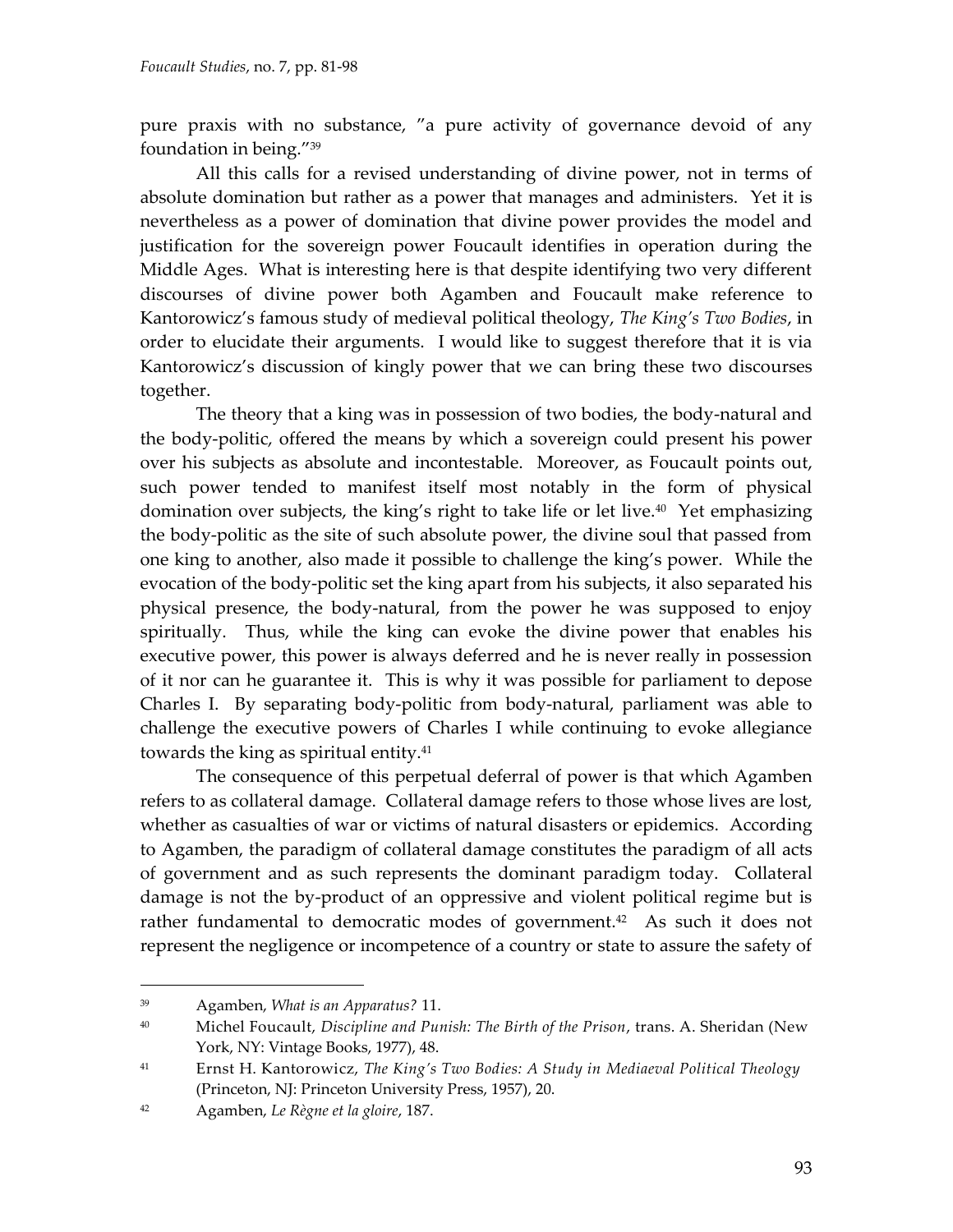pure praxis with no substance, "a pure activity of governance devoid of any foundation in being."[39]

All this calls for a revised understanding of divine power, not in terms of absolute domination but rather as a power that manages and administers. Yet it is nevertheless as a power of domination that divine power provides the model and justification for the sovereign power Foucault identifies in operation during the Middle Ages. What is interesting here is that despite identifying two very different discourses of divine power both Agamben and Foucault make reference to Kantorowicz's famous study of medieval political theology, *The King's Two Bodies*, in order to elucidate their arguments. I would like to suggest therefore that it is via Kantorowicz's discussion of kingly power that we can bring these two discourses together.

The theory that a king was in possession of two bodies, the body-natural and the body-politic, offered the means by which a sovereign could present his power over his subjects as absolute and incontestable. Moreover, as Foucault points out, such power tended to manifest itself most notably in the form of physical domination over subjects, the king's right to take life or let live.[40] Yet emphasizing the body-politic as the site of such absolute power, the divine soul that passed from one king to another, also made it possible to challenge the king's power. While the evocation of the body-politic set the king apart from his subjects, it also separated his physical presence, the body-natural, from the power he was supposed to enjoy spiritually. Thus, while the king can evoke the divine power that enables his executive power, this power is always deferred and he is never really in possession of it nor can he guarantee it. This is why it was possible for parliament to depose Charles I. By separating body-politic from body-natural, parliament was able to challenge the executive powers of Charles I while continuing to evoke allegiance towards the king as spiritual entity.[41]

The consequence of this perpetual deferral of power is that which Agamben refers to as collateral damage. Collateral damage refers to those whose lives are lost, whether as casualties of war or victims of natural disasters or epidemics. According to Agamben, the paradigm of collateral damage constitutes the paradigm of all acts of government and as such represents the dominant paradigm today. Collateral damage is not the by-product of an oppressive and violent political regime but is rather fundamental to democratic modes of government.[42] As such it does not represent the negligence or incompetence of a country or state to assure the safety of

---

[39] Agamben, *What is an Apparatus?* 11.

[40] Michel Foucault, *Discipline and Punish: The Birth of the Prison*, trans. A. Sheridan (New York, NY: Vintage Books, 1977), 48.

[41] Ernst H. Kantorowicz, *The King's Two Bodies: A Study in Mediaeval Political Theology* (Princeton, NJ: Princeton University Press, 1957), 20.

[42] Agamben, *Le Règne et la gloire*, 187.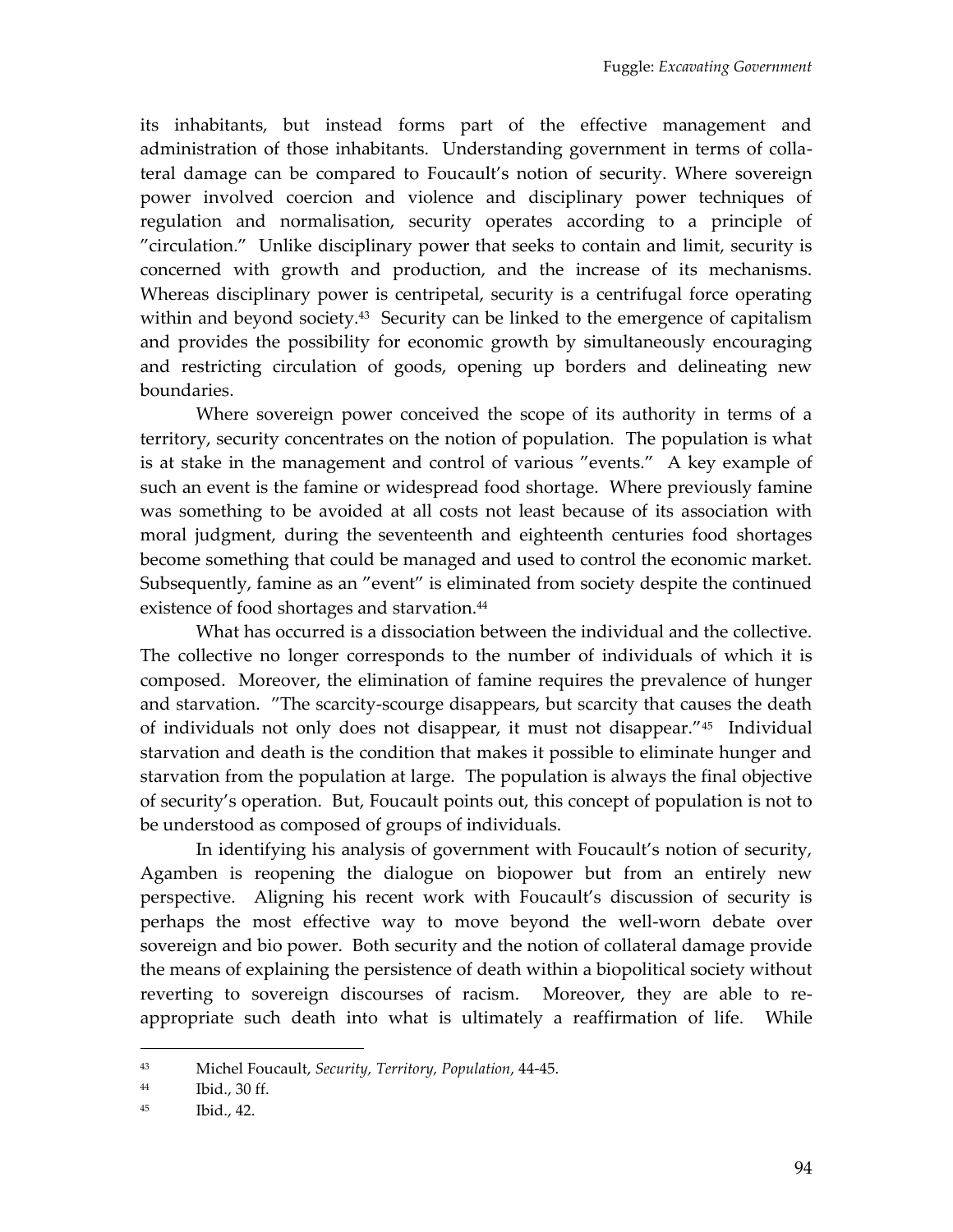its inhabitants, but instead forms part of the effective management and administration of those inhabitants. Understanding government in terms of collateral damage can be compared to Foucault's notion of security. Where sovereign power involved coercion and violence and disciplinary power techniques of regulation and normalisation, security operates according to a principle of "circulation." Unlike disciplinary power that seeks to contain and limit, security is concerned with growth and production, and the increase of its mechanisms. Whereas disciplinary power is centripetal, security is a centrifugal force operating within and beyond society.[43] Security can be linked to the emergence of capitalism and provides the possibility for economic growth by simultaneously encouraging and restricting circulation of goods, opening up borders and delineating new boundaries.

Where sovereign power conceived the scope of its authority in terms of a territory, security concentrates on the notion of population. The population is what is at stake in the management and control of various "events." A key example of such an event is the famine or widespread food shortage. Where previously famine was something to be avoided at all costs not least because of its association with moral judgment, during the seventeenth and eighteenth centuries food shortages become something that could be managed and used to control the economic market. Subsequently, famine as an "event" is eliminated from society despite the continued existence of food shortages and starvation.[44]

What has occurred is a dissociation between the individual and the collective. The collective no longer corresponds to the number of individuals of which it is composed. Moreover, the elimination of famine requires the prevalence of hunger and starvation. "The scarcity-scourge disappears, but scarcity that causes the death of individuals not only does not disappear, it must not disappear."[45] Individual starvation and death is the condition that makes it possible to eliminate hunger and starvation from the population at large. The population is always the final objective of security's operation. But, Foucault points out, this concept of population is not to be understood as composed of groups of individuals.

In identifying his analysis of government with Foucault's notion of security, Agamben is reopening the dialogue on biopower but from an entirely new perspective. Aligning his recent work with Foucault's discussion of security is perhaps the most effective way to move beyond the well-worn debate over sovereign and bio power. Both security and the notion of collateral damage provide the means of explaining the persistence of death within a biopolitical society without reverting to sovereign discourses of racism. Moreover, they are able to re-appropriate such death into what is ultimately a reaffirmation of life. While

---

43 Michel Foucault, *Security, Territory, Population*, 44-45.

44 Ibid., 30 ff.

45 Ibid., 42.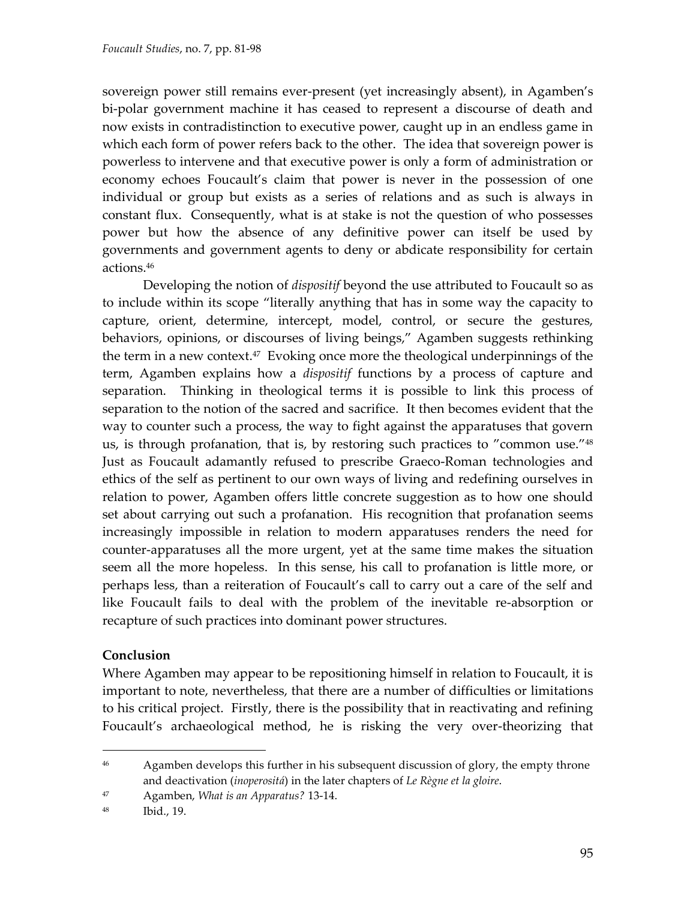sovereign power still remains ever-present (yet increasingly absent), in Agamben's bi-polar government machine it has ceased to represent a discourse of death and now exists in contradistinction to executive power, caught up in an endless game in which each form of power refers back to the other. The idea that sovereign power is powerless to intervene and that executive power is only a form of administration or economy echoes Foucault's claim that power is never in the possession of one individual or group but exists as a series of relations and as such is always in constant flux. Consequently, what is at stake is not the question of who possesses power but how the absence of any definitive power can itself be used by governments and government agents to deny or abdicate responsibility for certain actions.[46]

Developing the notion of *dispositif* beyond the use attributed to Foucault so as to include within its scope "literally anything that has in some way the capacity to capture, orient, determine, intercept, model, control, or secure the gestures, behaviors, opinions, or discourses of living beings," Agamben suggests rethinking the term in a new context.[47] Evoking once more the theological underpinnings of the term, Agamben explains how a *dispositif* functions by a process of capture and separation. Thinking in theological terms it is possible to link this process of separation to the notion of the sacred and sacrifice. It then becomes evident that the way to counter such a process, the way to fight against the apparatuses that govern us, is through profanation, that is, by restoring such practices to "common use."[48] Just as Foucault adamantly refused to prescribe Graeco-Roman technologies and ethics of the self as pertinent to our own ways of living and redefining ourselves in relation to power, Agamben offers little concrete suggestion as to how one should set about carrying out such a profanation. His recognition that profanation seems increasingly impossible in relation to modern apparatuses renders the need for counter-apparatuses all the more urgent, yet at the same time makes the situation seem all the more hopeless. In this sense, his call to profanation is little more, or perhaps less, than a reiteration of Foucault's call to carry out a care of the self and like Foucault fails to deal with the problem of the inevitable re-absorption or recapture of such practices into dominant power structures.

## Conclusion

Where Agamben may appear to be repositioning himself in relation to Foucault, it is important to note, nevertheless, that there are a number of difficulties or limitations to his critical project. Firstly, there is the possibility that in reactivating and refining Foucault's archaeological method, he is risking the very over-theorizing that

---

[46] Agamben develops this further in his subsequent discussion of glory, the empty throne and deactivation (*inoperositá*) in the later chapters of *Le Règne et la gloire*.

[47] Agamben, *What is an Apparatus?* 13-14.

[48] Ibid., 19.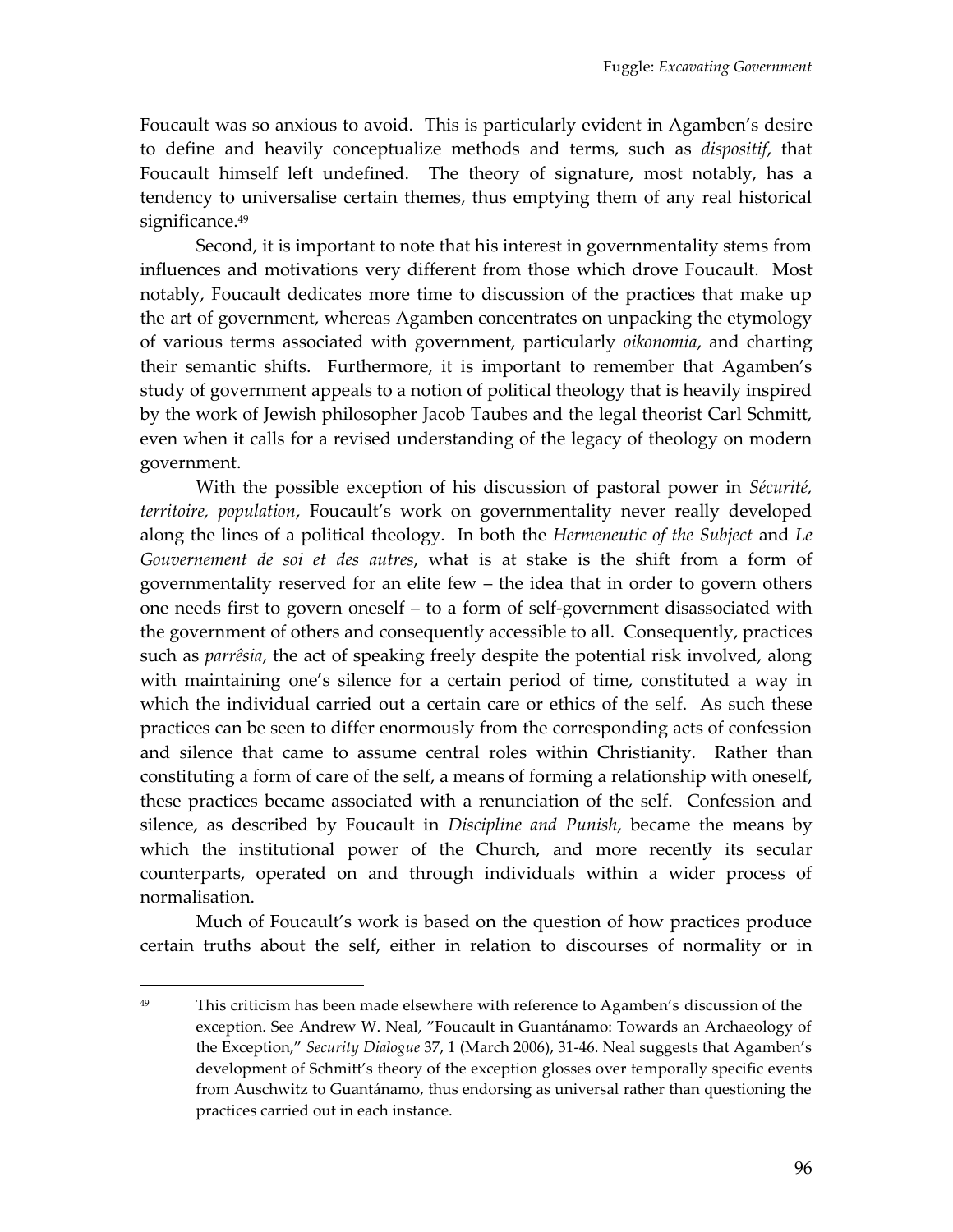Foucault was so anxious to avoid. This is particularly evident in Agamben's desire to define and heavily conceptualize methods and terms, such as *dispositif*, that Foucault himself left undefined. The theory of signature, most notably, has a tendency to universalise certain themes, thus emptying them of any real historical significance.[49]

Second, it is important to note that his interest in governmentality stems from influences and motivations very different from those which drove Foucault. Most notably, Foucault dedicates more time to discussion of the practices that make up the art of government, whereas Agamben concentrates on unpacking the etymology of various terms associated with government, particularly *oikonomia*, and charting their semantic shifts. Furthermore, it is important to remember that Agamben's study of government appeals to a notion of political theology that is heavily inspired by the work of Jewish philosopher Jacob Taubes and the legal theorist Carl Schmitt, even when it calls for a revised understanding of the legacy of theology on modern government.

With the possible exception of his discussion of pastoral power in *Sécurité, territoire, population*, Foucault's work on governmentality never really developed along the lines of a political theology. In both the *Hermeneutic of the Subject* and *Le Gouvernement de soi et des autres*, what is at stake is the shift from a form of governmentality reserved for an elite few – the idea that in order to govern others one needs first to govern oneself – to a form of self-government disassociated with the government of others and consequently accessible to all. Consequently, practices such as *parrêsia*, the act of speaking freely despite the potential risk involved, along with maintaining one's silence for a certain period of time, constituted a way in which the individual carried out a certain care or ethics of the self. As such these practices can be seen to differ enormously from the corresponding acts of confession and silence that came to assume central roles within Christianity. Rather than constituting a form of care of the self, a means of forming a relationship with oneself, these practices became associated with a renunciation of the self. Confession and silence, as described by Foucault in *Discipline and Punish*, became the means by which the institutional power of the Church, and more recently its secular counterparts, operated on and through individuals within a wider process of normalisation.

Much of Foucault's work is based on the question of how practices produce certain truths about the self, either in relation to discourses of normality or in

---

[49] This criticism has been made elsewhere with reference to Agamben's discussion of the exception. See Andrew W. Neal, "Foucault in Guantánamo: Towards an Archaeology of the Exception," *Security Dialogue* 37, 1 (March 2006), 31-46. Neal suggests that Agamben's development of Schmitt's theory of the exception glosses over temporally specific events from Auschwitz to Guantánamo, thus endorsing as universal rather than questioning the practices carried out in each instance.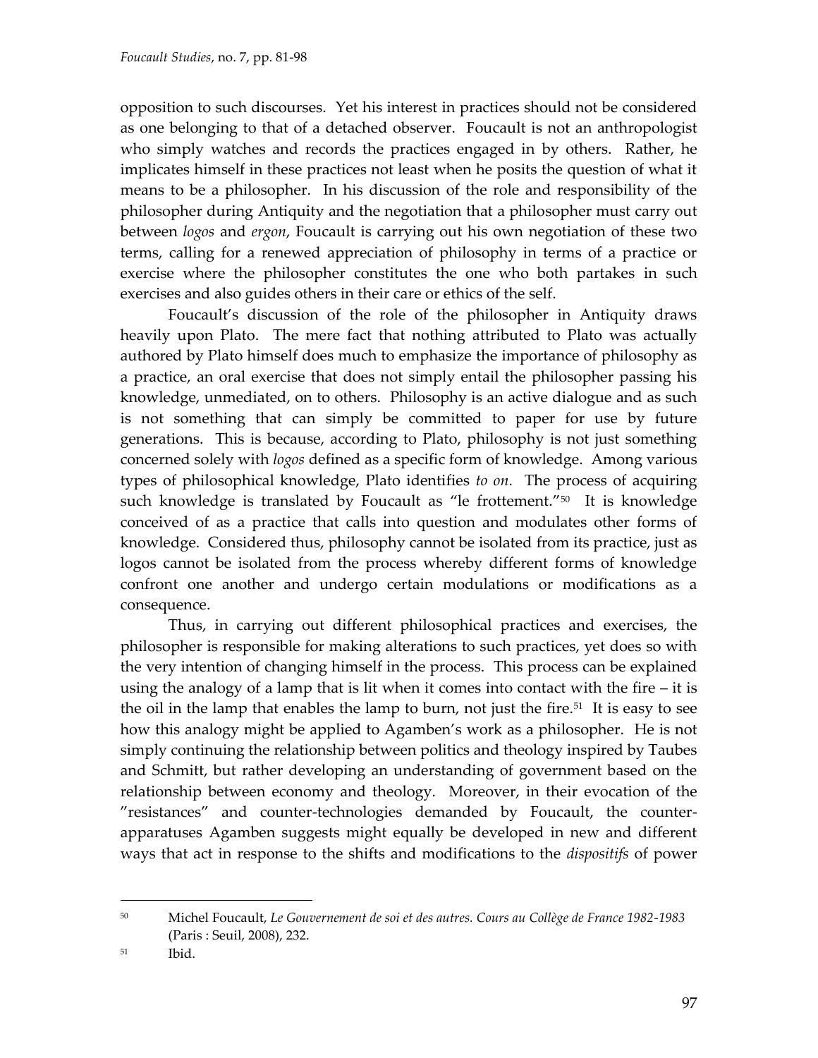opposition to such discourses. Yet his interest in practices should not be considered as one belonging to that of a detached observer. Foucault is not an anthropologist who simply watches and records the practices engaged in by others. Rather, he implicates himself in these practices not least when he posits the question of what it means to be a philosopher. In his discussion of the role and responsibility of the philosopher during Antiquity and the negotiation that a philosopher must carry out between *logos* and *ergon*, Foucault is carrying out his own negotiation of these two terms, calling for a renewed appreciation of philosophy in terms of a practice or exercise where the philosopher constitutes the one who both partakes in such exercises and also guides others in their care or ethics of the self.

Foucault's discussion of the role of the philosopher in Antiquity draws heavily upon Plato. The mere fact that nothing attributed to Plato was actually authored by Plato himself does much to emphasize the importance of philosophy as a practice, an oral exercise that does not simply entail the philosopher passing his knowledge, unmediated, on to others. Philosophy is an active dialogue and as such is not something that can simply be committed to paper for use by future generations. This is because, according to Plato, philosophy is not just something concerned solely with *logos* defined as a specific form of knowledge. Among various types of philosophical knowledge, Plato identifies *to on*. The process of acquiring such knowledge is translated by Foucault as "le frottement."[50] It is knowledge conceived of as a practice that calls into question and modulates other forms of knowledge. Considered thus, philosophy cannot be isolated from its practice, just as logos cannot be isolated from the process whereby different forms of knowledge confront one another and undergo certain modulations or modifications as a consequence.

Thus, in carrying out different philosophical practices and exercises, the philosopher is responsible for making alterations to such practices, yet does so with the very intention of changing himself in the process. This process can be explained using the analogy of a lamp that is lit when it comes into contact with the fire – it is the oil in the lamp that enables the lamp to burn, not just the fire.[51] It is easy to see how this analogy might be applied to Agamben's work as a philosopher. He is not simply continuing the relationship between politics and theology inspired by Taubes and Schmitt, but rather developing an understanding of government based on the relationship between economy and theology. Moreover, in their evocation of the "resistances" and counter-technologies demanded by Foucault, the counter-apparatuses Agamben suggests might equally be developed in new and different ways that act in response to the shifts and modifications to the *dispositifs* of power

---

[50] Michel Foucault, *Le Gouvernement de soi et des autres. Cours au Collège de France 1982-1983* (Paris : Seuil, 2008), 232.

[51] Ibid.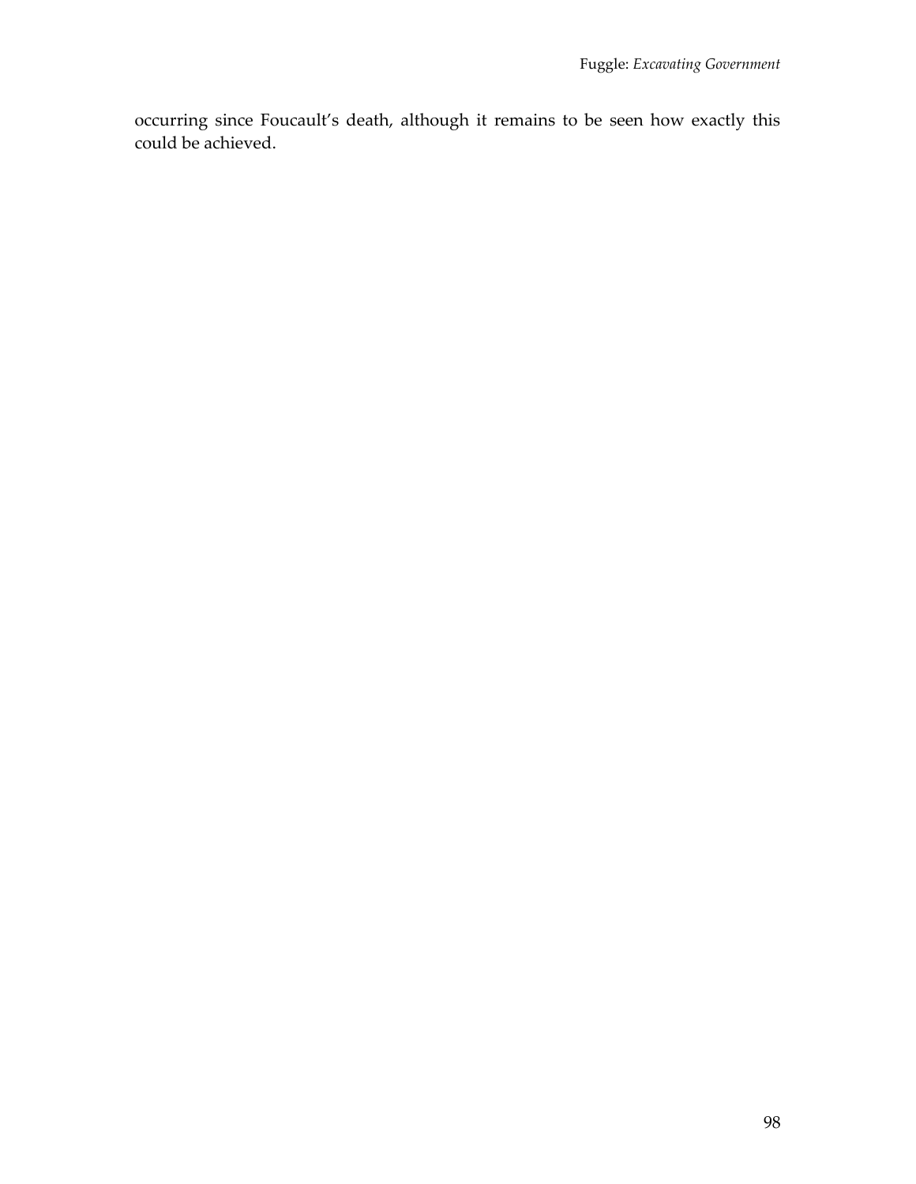occurring since Foucault's death, although it remains to be seen how exactly this could be achieved.